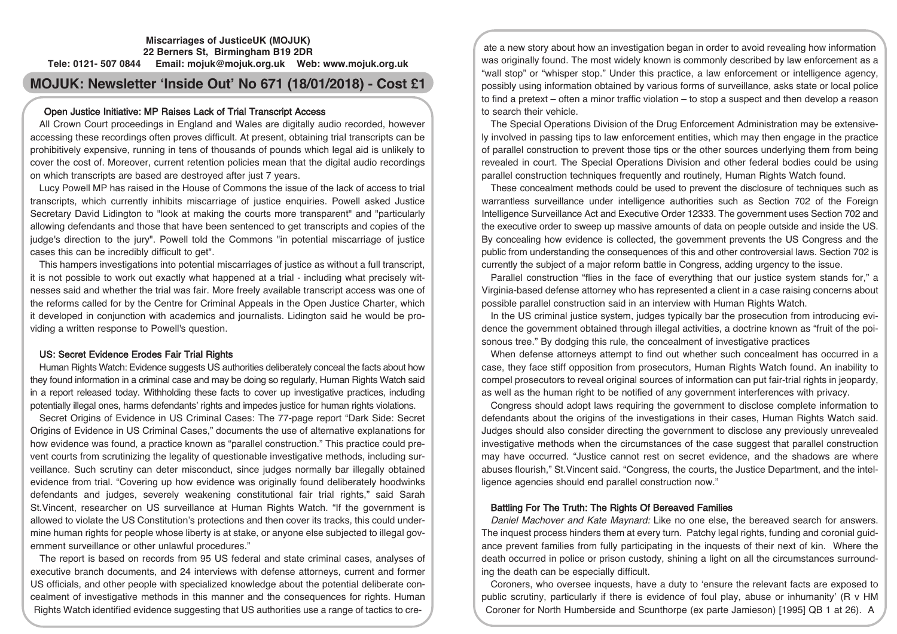**Miscarriages of JusticeUK (MOJUK)**
**22 Berners St, Birmingham B19 2DR**
**Tele: 0121- 507 0844 Email: mojuk@mojuk.org.uk Web: www.mojuk.org.uk**

# MOJUK: Newsletter 'Inside Out' No 671 (18/01/2018) - Cost £1

## Open Justice Initiative: MP Raises Lack of Trial Transcript Access

All Crown Court proceedings in England and Wales are digitally audio recorded, however accessing these recordings often proves difficult. At present, obtaining trial transcripts can be prohibitively expensive, running in tens of thousands of pounds which legal aid is unlikely to cover the cost of. Moreover, current retention policies mean that the digital audio recordings on which transcripts are based are destroyed after just 7 years.

Lucy Powell MP has raised in the House of Commons the issue of the lack of access to trial transcripts, which currently inhibits miscarriage of justice enquiries. Powell asked Justice Secretary David Lidington to "look at making the courts more transparent" and "particularly allowing defendants and those that have been sentenced to get transcripts and copies of the judge's direction to the jury". Powell told the Commons "in potential miscarriage of justice cases this can be incredibly difficult to get".

This hampers investigations into potential miscarriages of justice as without a full transcript, it is not possible to work out exactly what happened at a trial - including what precisely witnesses said and whether the trial was fair. More freely available transcript access was one of the reforms called for by the Centre for Criminal Appeals in the Open Justice Charter, which it developed in conjunction with academics and journalists. Lidington said he would be providing a written response to Powell's question.

## US: Secret Evidence Erodes Fair Trial Rights

Human Rights Watch: Evidence suggests US authorities deliberately conceal the facts about how they found information in a criminal case and may be doing so regularly, Human Rights Watch said in a report released today. Withholding these facts to cover up investigative practices, including potentially illegal ones, harms defendants' rights and impedes justice for human rights violations.

Secret Origins of Evidence in US Criminal Cases: The 77-page report "Dark Side: Secret Origins of Evidence in US Criminal Cases," documents the use of alternative explanations for how evidence was found, a practice known as "parallel construction." This practice could prevent courts from scrutinizing the legality of questionable investigative methods, including surveillance. Such scrutiny can deter misconduct, since judges normally bar illegally obtained evidence from trial. "Covering up how evidence was originally found deliberately hoodwinks defendants and judges, severely weakening constitutional fair trial rights," said Sarah St.Vincent, researcher on US surveillance at Human Rights Watch. "If the government is allowed to violate the US Constitution's protections and then cover its tracks, this could undermine human rights for people whose liberty is at stake, or anyone else subjected to illegal government surveillance or other unlawful procedures."

The report is based on records from 95 US federal and state criminal cases, analyses of executive branch documents, and 24 interviews with defense attorneys, current and former US officials, and other people with specialized knowledge about the potential deliberate concealment of investigative methods in this manner and the consequences for rights. Human Rights Watch identified evidence suggesting that US authorities use a range of tactics to create a new story about how an investigation began in order to avoid revealing how information was originally found. The most widely known is commonly described by law enforcement as a "wall stop" or "whisper stop." Under this practice, a law enforcement or intelligence agency, possibly using information obtained by various forms of surveillance, asks state or local police to find a pretext – often a minor traffic violation – to stop a suspect and then develop a reason to search their vehicle.

The Special Operations Division of the Drug Enforcement Administration may be extensively involved in passing tips to law enforcement entities, which may then engage in the practice of parallel construction to prevent those tips or the other sources underlying them from being revealed in court. The Special Operations Division and other federal bodies could be using parallel construction techniques frequently and routinely, Human Rights Watch found.

These concealment methods could be used to prevent the disclosure of techniques such as warrantless surveillance under intelligence authorities such as Section 702 of the Foreign Intelligence Surveillance Act and Executive Order 12333. The government uses Section 702 and the executive order to sweep up massive amounts of data on people outside and inside the US. By concealing how evidence is collected, the government prevents the US Congress and the public from understanding the consequences of this and other controversial laws. Section 702 is currently the subject of a major reform battle in Congress, adding urgency to the issue.

Parallel construction "flies in the face of everything that our justice system stands for," a Virginia-based defense attorney who has represented a client in a case raising concerns about possible parallel construction said in an interview with Human Rights Watch.

In the US criminal justice system, judges typically bar the prosecution from introducing evidence the government obtained through illegal activities, a doctrine known as "fruit of the poisonous tree." By dodging this rule, the concealment of investigative practices

When defense attorneys attempt to find out whether such concealment has occurred in a case, they face stiff opposition from prosecutors, Human Rights Watch found. An inability to compel prosecutors to reveal original sources of information can put fair-trial rights in jeopardy, as well as the human right to be notified of any government interferences with privacy.

Congress should adopt laws requiring the government to disclose complete information to defendants about the origins of the investigations in their cases, Human Rights Watch said. Judges should also consider directing the government to disclose any previously unrevealed investigative methods when the circumstances of the case suggest that parallel construction may have occurred. "Justice cannot rest on secret evidence, and the shadows are where abuses flourish," St.Vincent said. "Congress, the courts, the Justice Department, and the intelligence agencies should end parallel construction now."

## Battling For The Truth: The Rights Of Bereaved Families

*Daniel Machover and Kate Maynard:* Like no one else, the bereaved search for answers. The inquest process hinders them at every turn. Patchy legal rights, funding and coronial guidance prevent families from fully participating in the inquests of their next of kin. Where the death occurred in police or prison custody, shining a light on all the circumstances surrounding the death can be especially difficult.

Coroners, who oversee inquests, have a duty to 'ensure the relevant facts are exposed to public scrutiny, particularly if there is evidence of foul play, abuse or inhumanity' (R v HM Coroner for North Humberside and Scunthorpe (ex parte Jamieson) [1995] QB 1 at 26). A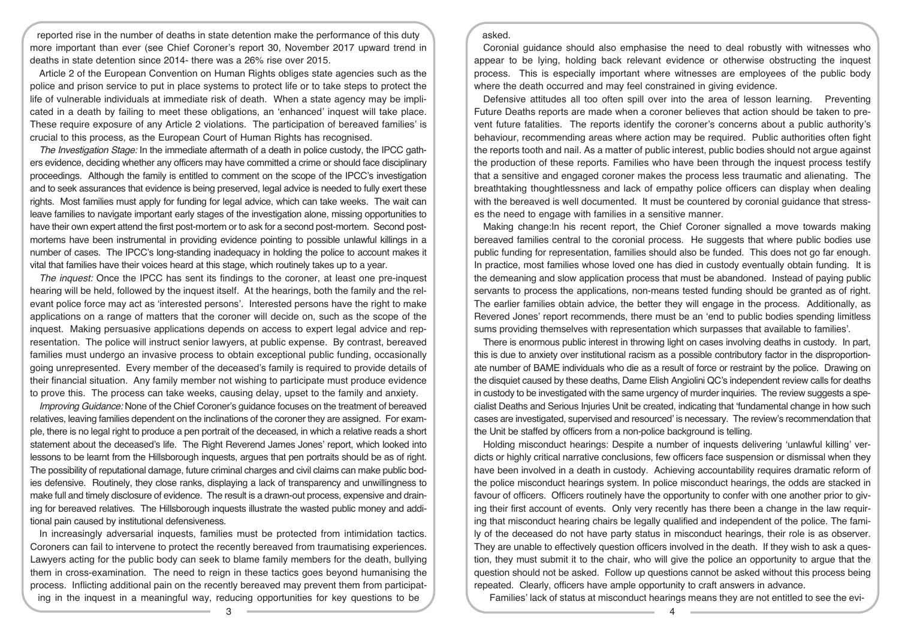reported rise in the number of deaths in state detention make the performance of this duty more important than ever (see Chief Coroner's report 30, November 2017 upward trend in deaths in state detention since 2014- there was a 26% rise over 2015.

Article 2 of the European Convention on Human Rights obliges state agencies such as the police and prison service to put in place systems to protect life or to take steps to protect the life of vulnerable individuals at immediate risk of death. When a state agency may be implicated in a death by failing to meet these obligations, an 'enhanced' inquest will take place. These require exposure of any Article 2 violations. The participation of bereaved families' is crucial to this process, as the European Court of Human Rights has recognised.

*The Investigation Stage:* In the immediate aftermath of a death in police custody, the IPCC gathers evidence, deciding whether any officers may have committed a crime or should face disciplinary proceedings. Although the family is entitled to comment on the scope of the IPCC's investigation and to seek assurances that evidence is being preserved, legal advice is needed to fully exert these rights. Most families must apply for funding for legal advice, which can take weeks. The wait can leave families to navigate important early stages of the investigation alone, missing opportunities to have their own expert attend the first post-mortem or to ask for a second post-mortem. Second post-mortems have been instrumental in providing evidence pointing to possible unlawful killings in a number of cases. The IPCC's long-standing inadequacy in holding the police to account makes it vital that families have their voices heard at this stage, which routinely takes up to a year.

*The inquest:* Once the IPCC has sent its findings to the coroner, at least one pre-inquest hearing will be held, followed by the inquest itself. At the hearings, both the family and the relevant police force may act as 'interested persons'. Interested persons have the right to make applications on a range of matters that the coroner will decide on, such as the scope of the inquest. Making persuasive applications depends on access to expert legal advice and representation. The police will instruct senior lawyers, at public expense. By contrast, bereaved families must undergo an invasive process to obtain exceptional public funding, occasionally going unrepresented. Every member of the deceased's family is required to provide details of their financial situation. Any family member not wishing to participate must produce evidence to prove this. The process can take weeks, causing delay, upset to the family and anxiety.

*Improving Guidance:* None of the Chief Coroner's guidance focuses on the treatment of bereaved relatives, leaving families dependent on the inclinations of the coroner they are assigned. For example, there is no legal right to produce a pen portrait of the deceased, in which a relative reads a short statement about the deceased's life. The Right Reverend James Jones' report, which looked into lessons to be learnt from the Hillsborough inquests, argues that pen portraits should be as of right. The possibility of reputational damage, future criminal charges and civil claims can make public bodies defensive. Routinely, they close ranks, displaying a lack of transparency and unwillingness to make full and timely disclosure of evidence. The result is a drawn-out process, expensive and draining for bereaved relatives. The Hillsborough inquests illustrate the wasted public money and additional pain caused by institutional defensiveness.

In increasingly adversarial inquests, families must be protected from intimidation tactics. Coroners can fail to intervene to protect the recently bereaved from traumatising experiences. Lawyers acting for the public body can seek to blame family members for the death, bullying them in cross-examination. The need to reign in these tactics goes beyond humanising the process. Inflicting additional pain on the recently bereaved may prevent them from participating in the inquest in a meaningful way, reducing opportunities for key questions to be asked.

Coronial guidance should also emphasise the need to deal robustly with witnesses who appear to be lying, holding back relevant evidence or otherwise obstructing the inquest process. This is especially important where witnesses are employees of the public body where the death occurred and may feel constrained in giving evidence.

Defensive attitudes all too often spill over into the area of lesson learning. Preventing Future Deaths reports are made when a coroner believes that action should be taken to prevent future fatalities. The reports identify the coroner's concerns about a public authority's behaviour, recommending areas where action may be required. Public authorities often fight the reports tooth and nail. As a matter of public interest, public bodies should not argue against the production of these reports. Families who have been through the inquest process testify that a sensitive and engaged coroner makes the process less traumatic and alienating. The breathtaking thoughtlessness and lack of empathy police officers can display when dealing with the bereaved is well documented. It must be countered by coronial guidance that stresses the need to engage with families in a sensitive manner.

Making change:In his recent report, the Chief Coroner signalled a move towards making bereaved families central to the coronial process. He suggests that where public bodies use public funding for representation, families should also be funded. This does not go far enough. In practice, most families whose loved one has died in custody eventually obtain funding. It is the demeaning and slow application process that must be abandoned. Instead of paying public servants to process the applications, non-means tested funding should be granted as of right. The earlier families obtain advice, the better they will engage in the process. Additionally, as Revered Jones' report recommends, there must be an 'end to public bodies spending limitless sums providing themselves with representation which surpasses that available to families'.

There is enormous public interest in throwing light on cases involving deaths in custody. In part, this is due to anxiety over institutional racism as a possible contributory factor in the disproportionate number of BAME individuals who die as a result of force or restraint by the police. Drawing on the disquiet caused by these deaths, Dame Elish Angiolini QC's independent review calls for deaths in custody to be investigated with the same urgency of murder inquiries. The review suggests a specialist Deaths and Serious Injuries Unit be created, indicating that 'fundamental change in how such cases are investigated, supervised and resourced' is necessary. The review's recommendation that the Unit be staffed by officers from a non-police background is telling.

Holding misconduct hearings: Despite a number of inquests delivering 'unlawful killing' verdicts or highly critical narrative conclusions, few officers face suspension or dismissal when they have been involved in a death in custody. Achieving accountability requires dramatic reform of the police misconduct hearings system. In police misconduct hearings, the odds are stacked in favour of officers. Officers routinely have the opportunity to confer with one another prior to giving their first account of events. Only very recently has there been a change in the law requiring that misconduct hearing chairs be legally qualified and independent of the police. The family of the deceased do not have party status in misconduct hearings, their role is as observer. They are unable to effectively question officers involved in the death. If they wish to ask a question, they must submit it to the chair, who will give the police an opportunity to argue that the question should not be asked. Follow up questions cannot be asked without this process being repeated. Clearly, officers have ample opportunity to craft answers in advance.

Families' lack of status at misconduct hearings means they are not entitled to see the evi-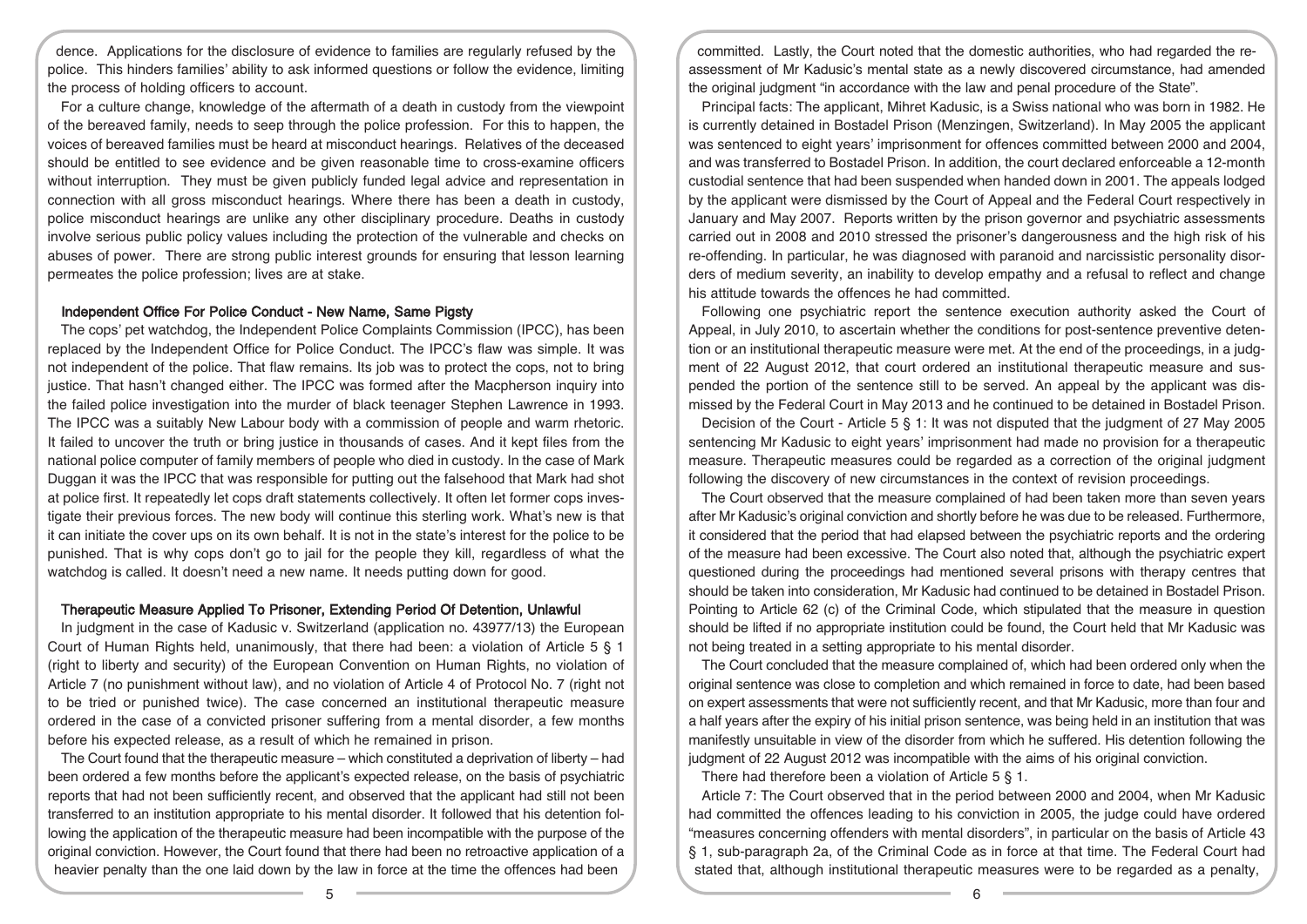dence. Applications for the disclosure of evidence to families are regularly refused by the police. This hinders families' ability to ask informed questions or follow the evidence, limiting the process of holding officers to account.

For a culture change, knowledge of the aftermath of a death in custody from the viewpoint of the bereaved family, needs to seep through the police profession. For this to happen, the voices of bereaved families must be heard at misconduct hearings. Relatives of the deceased should be entitled to see evidence and be given reasonable time to cross-examine officers without interruption. They must be given publicly funded legal advice and representation in connection with all gross misconduct hearings. Where there has been a death in custody, police misconduct hearings are unlike any other disciplinary procedure. Deaths in custody involve serious public policy values including the protection of the vulnerable and checks on abuses of power. There are strong public interest grounds for ensuring that lesson learning permeates the police profession; lives are at stake.

## Independent Office For Police Conduct - New Name, Same Pigsty

The cops' pet watchdog, the Independent Police Complaints Commission (IPCC), has been replaced by the Independent Office for Police Conduct. The IPCC's flaw was simple. It was not independent of the police. That flaw remains. Its job was to protect the cops, not to bring justice. That hasn't changed either. The IPCC was formed after the Macpherson inquiry into the failed police investigation into the murder of black teenager Stephen Lawrence in 1993. The IPCC was a suitably New Labour body with a commission of people and warm rhetoric. It failed to uncover the truth or bring justice in thousands of cases. And it kept files from the national police computer of family members of people who died in custody. In the case of Mark Duggan it was the IPCC that was responsible for putting out the falsehood that Mark had shot at police first. It repeatedly let cops draft statements collectively. It often let former cops investigate their previous forces. The new body will continue this sterling work. What's new is that it can initiate the cover ups on its own behalf. It is not in the state's interest for the police to be punished. That is why cops don't go to jail for the people they kill, regardless of what the watchdog is called. It doesn't need a new name. It needs putting down for good.

## Therapeutic Measure Applied To Prisoner, Extending Period Of Detention, Unlawful

In judgment in the case of Kadusic v. Switzerland (application no. 43977/13) the European Court of Human Rights held, unanimously, that there had been: a violation of Article 5 § 1 (right to liberty and security) of the European Convention on Human Rights, no violation of Article 7 (no punishment without law), and no violation of Article 4 of Protocol No. 7 (right not to be tried or punished twice). The case concerned an institutional therapeutic measure ordered in the case of a convicted prisoner suffering from a mental disorder, a few months before his expected release, as a result of which he remained in prison.

The Court found that the therapeutic measure – which constituted a deprivation of liberty – had been ordered a few months before the applicant's expected release, on the basis of psychiatric reports that had not been sufficiently recent, and observed that the applicant had still not been transferred to an institution appropriate to his mental disorder. It followed that his detention following the application of the therapeutic measure had been incompatible with the purpose of the original conviction. However, the Court found that there had been no retroactive application of a heavier penalty than the one laid down by the law in force at the time the offences had been committed. Lastly, the Court noted that the domestic authorities, who had regarded the re-assessment of Mr Kadusic's mental state as a newly discovered circumstance, had amended the original judgment "in accordance with the law and penal procedure of the State".

Principal facts: The applicant, Mihret Kadusic, is a Swiss national who was born in 1982. He is currently detained in Bostadel Prison (Menzingen, Switzerland). In May 2005 the applicant was sentenced to eight years' imprisonment for offences committed between 2000 and 2004, and was transferred to Bostadel Prison. In addition, the court declared enforceable a 12-month custodial sentence that had been suspended when handed down in 2001. The appeals lodged by the applicant were dismissed by the Court of Appeal and the Federal Court respectively in January and May 2007. Reports written by the prison governor and psychiatric assessments carried out in 2008 and 2010 stressed the prisoner's dangerousness and the high risk of his re-offending. In particular, he was diagnosed with paranoid and narcissistic personality disorders of medium severity, an inability to develop empathy and a refusal to reflect and change his attitude towards the offences he had committed.

Following one psychiatric report the sentence execution authority asked the Court of Appeal, in July 2010, to ascertain whether the conditions for post-sentence preventive detention or an institutional therapeutic measure were met. At the end of the proceedings, in a judgment of 22 August 2012, that court ordered an institutional therapeutic measure and suspended the portion of the sentence still to be served. An appeal by the applicant was dismissed by the Federal Court in May 2013 and he continued to be detained in Bostadel Prison.

Decision of the Court - Article 5 § 1: It was not disputed that the judgment of 27 May 2005 sentencing Mr Kadusic to eight years' imprisonment had made no provision for a therapeutic measure. Therapeutic measures could be regarded as a correction of the original judgment following the discovery of new circumstances in the context of revision proceedings.

The Court observed that the measure complained of had been taken more than seven years after Mr Kadusic's original conviction and shortly before he was due to be released. Furthermore, it considered that the period that had elapsed between the psychiatric reports and the ordering of the measure had been excessive. The Court also noted that, although the psychiatric expert questioned during the proceedings had mentioned several prisons with therapy centres that should be taken into consideration, Mr Kadusic had continued to be detained in Bostadel Prison. Pointing to Article 62 (c) of the Criminal Code, which stipulated that the measure in question should be lifted if no appropriate institution could be found, the Court held that Mr Kadusic was not being treated in a setting appropriate to his mental disorder.

The Court concluded that the measure complained of, which had been ordered only when the original sentence was close to completion and which remained in force to date, had been based on expert assessments that were not sufficiently recent, and that Mr Kadusic, more than four and a half years after the expiry of his initial prison sentence, was being held in an institution that was manifestly unsuitable in view of the disorder from which he suffered. His detention following the judgment of 22 August 2012 was incompatible with the aims of his original conviction.

There had therefore been a violation of Article 5 § 1.

Article 7: The Court observed that in the period between 2000 and 2004, when Mr Kadusic had committed the offences leading to his conviction in 2005, the judge could have ordered "measures concerning offenders with mental disorders", in particular on the basis of Article 43 § 1, sub-paragraph 2a, of the Criminal Code as in force at that time. The Federal Court had stated that, although institutional therapeutic measures were to be regarded as a penalty,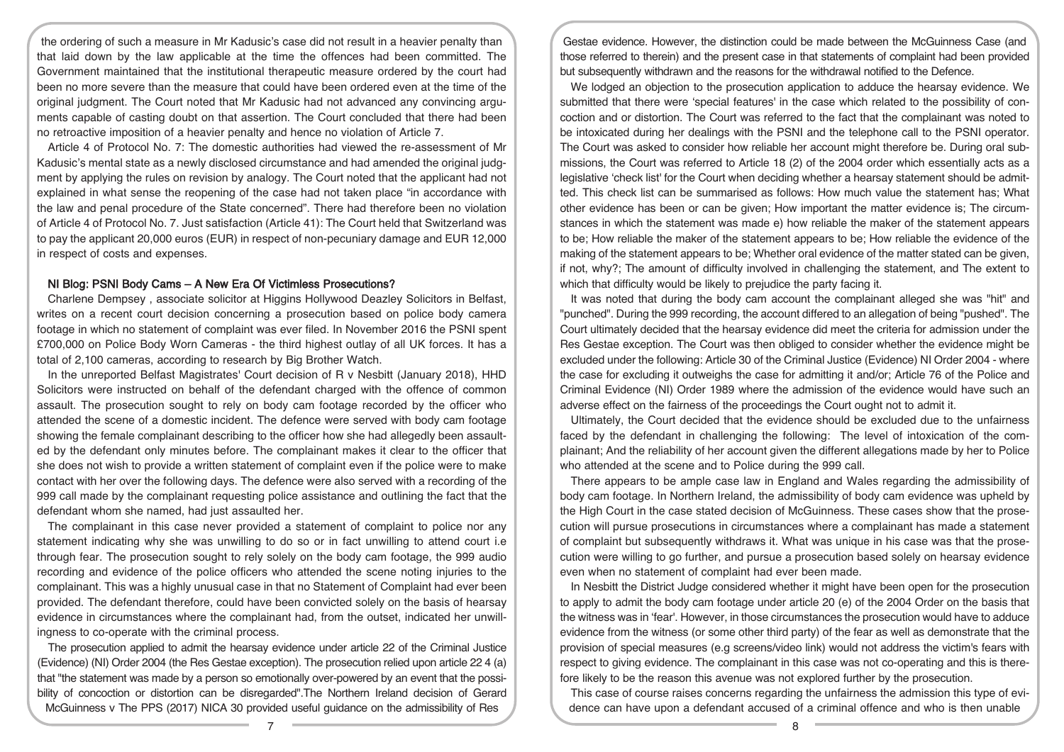the ordering of such a measure in Mr Kadusic's case did not result in a heavier penalty than that laid down by the law applicable at the time the offences had been committed. The Government maintained that the institutional therapeutic measure ordered by the court had been no more severe than the measure that could have been ordered even at the time of the original judgment. The Court noted that Mr Kadusic had not advanced any convincing arguments capable of casting doubt on that assertion. The Court concluded that there had been no retroactive imposition of a heavier penalty and hence no violation of Article 7.

Article 4 of Protocol No. 7: The domestic authorities had viewed the re-assessment of Mr Kadusic's mental state as a newly disclosed circumstance and had amended the original judgment by applying the rules on revision by analogy. The Court noted that the applicant had not explained in what sense the reopening of the case had not taken place "in accordance with the law and penal procedure of the State concerned". There had therefore been no violation of Article 4 of Protocol No. 7. Just satisfaction (Article 41): The Court held that Switzerland was to pay the applicant 20,000 euros (EUR) in respect of non-pecuniary damage and EUR 12,000 in respect of costs and expenses.

## NI Blog: PSNI Body Cams – A New Era Of Victimless Prosecutions?

Charlene Dempsey , associate solicitor at Higgins Hollywood Deazley Solicitors in Belfast, writes on a recent court decision concerning a prosecution based on police body camera footage in which no statement of complaint was ever filed. In November 2016 the PSNI spent £700,000 on Police Body Worn Cameras - the third highest outlay of all UK forces. It has a total of 2,100 cameras, according to research by Big Brother Watch.

In the unreported Belfast Magistrates' Court decision of R v Nesbitt (January 2018), HHD Solicitors were instructed on behalf of the defendant charged with the offence of common assault. The prosecution sought to rely on body cam footage recorded by the officer who attended the scene of a domestic incident. The defence were served with body cam footage showing the female complainant describing to the officer how she had allegedly been assaulted by the defendant only minutes before. The complainant makes it clear to the officer that she does not wish to provide a written statement of complaint even if the police were to make contact with her over the following days. The defence were also served with a recording of the 999 call made by the complainant requesting police assistance and outlining the fact that the defendant whom she named, had just assaulted her.

The complainant in this case never provided a statement of complaint to police nor any statement indicating why she was unwilling to do so or in fact unwilling to attend court i.e through fear. The prosecution sought to rely solely on the body cam footage, the 999 audio recording and evidence of the police officers who attended the scene noting injuries to the complainant. This was a highly unusual case in that no Statement of Complaint had ever been provided. The defendant therefore, could have been convicted solely on the basis of hearsay evidence in circumstances where the complainant had, from the outset, indicated her unwillingness to co-operate with the criminal process.

The prosecution applied to admit the hearsay evidence under article 22 of the Criminal Justice (Evidence) (NI) Order 2004 (the Res Gestae exception). The prosecution relied upon article 22 4 (a) that "the statement was made by a person so emotionally over-powered by an event that the possibility of concoction or distortion can be disregarded".The Northern Ireland decision of Gerard McGuinness v The PPS (2017) NICA 30 provided useful guidance on the admissibility of Res Gestae evidence. However, the distinction could be made between the McGuinness Case (and those referred to therein) and the present case in that statements of complaint had been provided but subsequently withdrawn and the reasons for the withdrawal notified to the Defence.

We lodged an objection to the prosecution application to adduce the hearsay evidence. We submitted that there were 'special features' in the case which related to the possibility of concoction and or distortion. The Court was referred to the fact that the complainant was noted to be intoxicated during her dealings with the PSNI and the telephone call to the PSNI operator. The Court was asked to consider how reliable her account might therefore be. During oral submissions, the Court was referred to Article 18 (2) of the 2004 order which essentially acts as a legislative 'check list' for the Court when deciding whether a hearsay statement should be admitted. This check list can be summarised as follows: How much value the statement has; What other evidence has been or can be given; How important the matter evidence is; The circumstances in which the statement was made e) how reliable the maker of the statement appears to be; How reliable the maker of the statement appears to be; How reliable the evidence of the making of the statement appears to be; Whether oral evidence of the matter stated can be given, if not, why?; The amount of difficulty involved in challenging the statement, and The extent to which that difficulty would be likely to prejudice the party facing it.

It was noted that during the body cam account the complainant alleged she was "hit" and "punched". During the 999 recording, the account differed to an allegation of being "pushed". The Court ultimately decided that the hearsay evidence did meet the criteria for admission under the Res Gestae exception. The Court was then obliged to consider whether the evidence might be excluded under the following: Article 30 of the Criminal Justice (Evidence) NI Order 2004 - where the case for excluding it outweighs the case for admitting it and/or; Article 76 of the Police and Criminal Evidence (NI) Order 1989 where the admission of the evidence would have such an adverse effect on the fairness of the proceedings the Court ought not to admit it.

Ultimately, the Court decided that the evidence should be excluded due to the unfairness faced by the defendant in challenging the following: The level of intoxication of the complainant; And the reliability of her account given the different allegations made by her to Police who attended at the scene and to Police during the 999 call.

There appears to be ample case law in England and Wales regarding the admissibility of body cam footage. In Northern Ireland, the admissibility of body cam evidence was upheld by the High Court in the case stated decision of McGuinness. These cases show that the prosecution will pursue prosecutions in circumstances where a complainant has made a statement of complaint but subsequently withdraws it. What was unique in his case was that the prosecution were willing to go further, and pursue a prosecution based solely on hearsay evidence even when no statement of complaint had ever been made.

In Nesbitt the District Judge considered whether it might have been open for the prosecution to apply to admit the body cam footage under article 20 (e) of the 2004 Order on the basis that the witness was in 'fear'. However, in those circumstances the prosecution would have to adduce evidence from the witness (or some other third party) of the fear as well as demonstrate that the provision of special measures (e.g screens/video link) would not address the victim's fears with respect to giving evidence. The complainant in this case was not co-operating and this is therefore likely to be the reason this avenue was not explored further by the prosecution.

This case of course raises concerns regarding the unfairness the admission this type of evidence can have upon a defendant accused of a criminal offence and who is then unable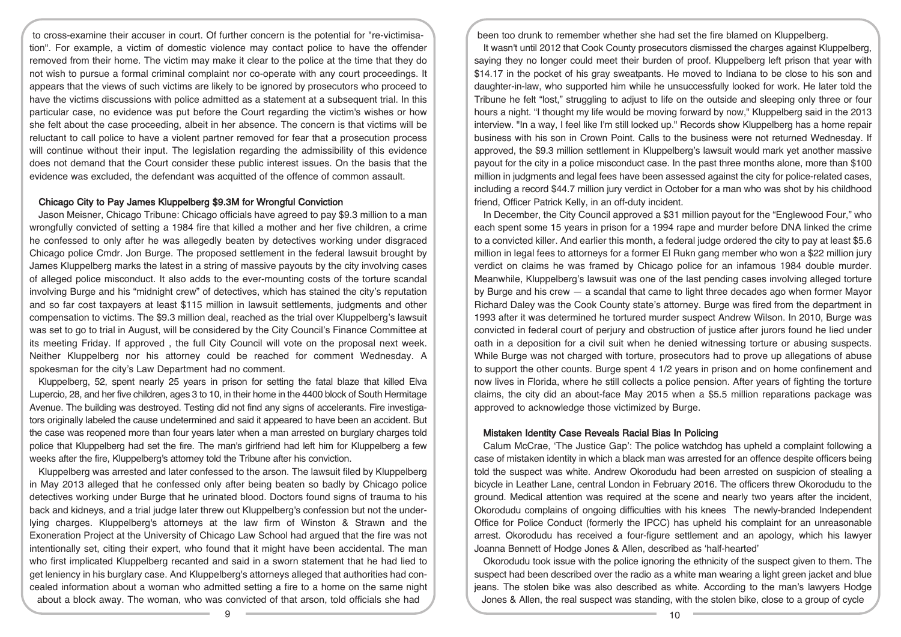to cross-examine their accuser in court. Of further concern is the potential for "re-victimisation". For example, a victim of domestic violence may contact police to have the offender removed from their home. The victim may make it clear to the police at the time that they do not wish to pursue a formal criminal complaint nor co-operate with any court proceedings. It appears that the views of such victims are likely to be ignored by prosecutors who proceed to have the victims discussions with police admitted as a statement at a subsequent trial. In this particular case, no evidence was put before the Court regarding the victim's wishes or how she felt about the case proceeding, albeit in her absence. The concern is that victims will be reluctant to call police to have a violent partner removed for fear that a prosecution process will continue without their input. The legislation regarding the admissibility of this evidence does not demand that the Court consider these public interest issues. On the basis that the evidence was excluded, the defendant was acquitted of the offence of common assault.

### Chicago City to Pay James Kluppelberg $9.3M for Wrongful Conviction

Jason Meisner, Chicago Tribune: Chicago officials have agreed to pay $9.3 million to a man wrongfully convicted of setting a 1984 fire that killed a mother and her five children, a crime he confessed to only after he was allegedly beaten by detectives working under disgraced Chicago police Cmdr. Jon Burge. The proposed settlement in the federal lawsuit brought by James Kluppelberg marks the latest in a string of massive payouts by the city involving cases of alleged police misconduct. It also adds to the ever-mounting costs of the torture scandal involving Burge and his "midnight crew" of detectives, which has stained the city's reputation and so far cost taxpayers at least $115 million in lawsuit settlements, judgments and other compensation to victims. The $9.3 million deal, reached as the trial over Kluppelberg's lawsuit was set to go to trial in August, will be considered by the City Council's Finance Committee at its meeting Friday. If approved , the full City Council will vote on the proposal next week. Neither Kluppelberg nor his attorney could be reached for comment Wednesday. A spokesman for the city's Law Department had no comment.

Kluppelberg, 52, spent nearly 25 years in prison for setting the fatal blaze that killed Elva Lupercio, 28, and her five children, ages 3 to 10, in their home in the 4400 block of South Hermitage Avenue. The building was destroyed. Testing did not find any signs of accelerants. Fire investigators originally labeled the cause undetermined and said it appeared to have been an accident. But the case was reopened more than four years later when a man arrested on burglary charges told police that Kluppelberg had set the fire. The man's girlfriend had left him for Kluppelberg a few weeks after the fire, Kluppelberg's attorney told the Tribune after his conviction.

Kluppelberg was arrested and later confessed to the arson. The lawsuit filed by Kluppelberg in May 2013 alleged that he confessed only after being beaten so badly by Chicago police detectives working under Burge that he urinated blood. Doctors found signs of trauma to his back and kidneys, and a trial judge later threw out Kluppelberg's confession but not the underlying charges. Kluppelberg's attorneys at the law firm of Winston & Strawn and the Exoneration Project at the University of Chicago Law School had argued that the fire was not intentionally set, citing their expert, who found that it might have been accidental. The man who first implicated Kluppelberg recanted and said in a sworn statement that he had lied to get leniency in his burglary case. And Kluppelberg's attorneys alleged that authorities had concealed information about a woman who admitted setting a fire to a home on the same night about a block away. The woman, who was convicted of that arson, told officials she had been too drunk to remember whether she had set the fire blamed on Kluppelberg.

It wasn't until 2012 that Cook County prosecutors dismissed the charges against Kluppelberg, saying they no longer could meet their burden of proof. Kluppelberg left prison that year with $14.17 in the pocket of his gray sweatpants. He moved to Indiana to be close to his son and daughter-in-law, who supported him while he unsuccessfully looked for work. He later told the Tribune he felt "lost," struggling to adjust to life on the outside and sleeping only three or four hours a night. "I thought my life would be moving forward by now," Kluppelberg said in the 2013 interview. "In a way, I feel like I'm still locked up." Records show Kluppelberg has a home repair business with his son in Crown Point. Calls to the business were not returned Wednesday. If approved, the $9.3 million settlement in Kluppelberg's lawsuit would mark yet another massive payout for the city in a police misconduct case. In the past three months alone, more than $100 million in judgments and legal fees have been assessed against the city for police-related cases, including a record $44.7 million jury verdict in October for a man who was shot by his childhood friend, Officer Patrick Kelly, in an off-duty incident.

In December, the City Council approved a $31 million payout for the "Englewood Four," who each spent some 15 years in prison for a 1994 rape and murder before DNA linked the crime to a convicted killer. And earlier this month, a federal judge ordered the city to pay at least $5.6 million in legal fees to attorneys for a former El Rukn gang member who won a $22 million jury verdict on claims he was framed by Chicago police for an infamous 1984 double murder. Meanwhile, Kluppelberg's lawsuit was one of the last pending cases involving alleged torture by Burge and his crew — a scandal that came to light three decades ago when former Mayor Richard Daley was the Cook County state's attorney. Burge was fired from the department in 1993 after it was determined he tortured murder suspect Andrew Wilson. In 2010, Burge was convicted in federal court of perjury and obstruction of justice after jurors found he lied under oath in a deposition for a civil suit when he denied witnessing torture or abusing suspects. While Burge was not charged with torture, prosecutors had to prove up allegations of abuse to support the other counts. Burge spent 4 1/2 years in prison and on home confinement and now lives in Florida, where he still collects a police pension. After years of fighting the torture claims, the city did an about-face May 2015 when a $5.5 million reparations package was approved to acknowledge those victimized by Burge.

### Mistaken Identity Case Reveals Racial Bias In Policing

Calum McCrae, 'The Justice Gap': The police watchdog has upheld a complaint following a case of mistaken identity in which a black man was arrested for an offence despite officers being told the suspect was white. Andrew Okorodudu had been arrested on suspicion of stealing a bicycle in Leather Lane, central London in February 2016. The officers threw Okorodudu to the ground. Medical attention was required at the scene and nearly two years after the incident, Okorodudu complains of ongoing difficulties with his knees The newly-branded Independent Office for Police Conduct (formerly the IPCC) has upheld his complaint for an unreasonable arrest. Okorodudu has received a four-figure settlement and an apology, which his lawyer Joanna Bennett of Hodge Jones & Allen, described as 'half-hearted'

Okorodudu took issue with the police ignoring the ethnicity of the suspect given to them. The suspect had been described over the radio as a white man wearing a light green jacket and blue jeans. The stolen bike was also described as white. According to the man's lawyers Hodge Jones & Allen, the real suspect was standing, with the stolen bike, close to a group of cycle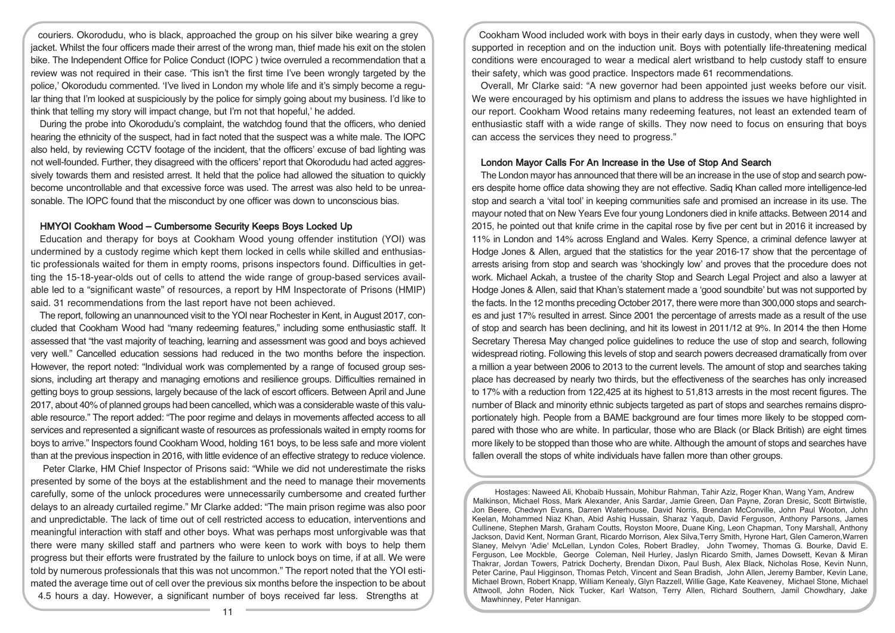couriers. Okorodudu, who is black, approached the group on his silver bike wearing a grey jacket. Whilst the four officers made their arrest of the wrong man, thief made his exit on the stolen bike. The Independent Office for Police Conduct (IOPC ) twice overruled a recommendation that a review was not required in their case. 'This isn't the first time I've been wrongly targeted by the police,' Okorodudu commented. 'I've lived in London my whole life and it's simply become a regular thing that I'm looked at suspiciously by the police for simply going about my business. I'd like to think that telling my story will impact change, but I'm not that hopeful,' he added.

During the probe into Okorodudu's complaint, the watchdog found that the officers, who denied hearing the ethnicity of the suspect, had in fact noted that the suspect was a white male. The IOPC also held, by reviewing CCTV footage of the incident, that the officers' excuse of bad lighting was not well-founded. Further, they disagreed with the officers' report that Okorodudu had acted aggressively towards them and resisted arrest. It held that the police had allowed the situation to quickly become uncontrollable and that excessive force was used. The arrest was also held to be unreasonable. The IOPC found that the misconduct by one officer was down to unconscious bias.

### HMYOI Cookham Wood – Cumbersome Security Keeps Boys Locked Up

Education and therapy for boys at Cookham Wood young offender institution (YOI) was undermined by a custody regime which kept them locked in cells while skilled and enthusiastic professionals waited for them in empty rooms, prisons inspectors found. Difficulties in getting the 15-18-year-olds out of cells to attend the wide range of group-based services available led to a "significant waste" of resources, a report by HM Inspectorate of Prisons (HMIP) said. 31 recommendations from the last report have not been achieved.

The report, following an unannounced visit to the YOI near Rochester in Kent, in August 2017, concluded that Cookham Wood had "many redeeming features," including some enthusiastic staff. It assessed that "the vast majority of teaching, learning and assessment was good and boys achieved very well." Cancelled education sessions had reduced in the two months before the inspection. However, the report noted: "Individual work was complemented by a range of focused group sessions, including art therapy and managing emotions and resilience groups. Difficulties remained in getting boys to group sessions, largely because of the lack of escort officers. Between April and June 2017, about 40% of planned groups had been cancelled, which was a considerable waste of this valuable resource." The report added: "The poor regime and delays in movements affected access to all services and represented a significant waste of resources as professionals waited in empty rooms for boys to arrive." Inspectors found Cookham Wood, holding 161 boys, to be less safe and more violent than at the previous inspection in 2016, with little evidence of an effective strategy to reduce violence.

Peter Clarke, HM Chief Inspector of Prisons said: "While we did not underestimate the risks presented by some of the boys at the establishment and the need to manage their movements carefully, some of the unlock procedures were unnecessarily cumbersome and created further delays to an already curtailed regime." Mr Clarke added: "The main prison regime was also poor and unpredictable. The lack of time out of cell restricted access to education, interventions and meaningful interaction with staff and other boys. What was perhaps most unforgivable was that there were many skilled staff and partners who were keen to work with boys to help them progress but their efforts were frustrated by the failure to unlock boys on time, if at all. We were told by numerous professionals that this was not uncommon." The report noted that the YOI estimated the average time out of cell over the previous six months before the inspection to be about 4.5 hours a day. However, a significant number of boys received far less. Strengths at Cookham Wood included work with boys in their early days in custody, when they were well supported in reception and on the induction unit. Boys with potentially life-threatening medical conditions were encouraged to wear a medical alert wristband to help custody staff to ensure their safety, which was good practice. Inspectors made 61 recommendations.

Overall, Mr Clarke said: "A new governor had been appointed just weeks before our visit. We were encouraged by his optimism and plans to address the issues we have highlighted in our report. Cookham Wood retains many redeeming features, not least an extended team of enthusiastic staff with a wide range of skills. They now need to focus on ensuring that boys can access the services they need to progress."

### London Mayor Calls For An Increase in the Use of Stop And Search

The London mayor has announced that there will be an increase in the use of stop and search powers despite home office data showing they are not effective. Sadiq Khan called more intelligence-led stop and search a 'vital tool' in keeping communities safe and promised an increase in its use. The mayour noted that on New Years Eve four young Londoners died in knife attacks. Between 2014 and 2015, he pointed out that knife crime in the capital rose by five per cent but in 2016 it increased by 11% in London and 14% across England and Wales. Kerry Spence, a criminal defence lawyer at Hodge Jones & Allen, argued that the statistics for the year 2016-17 show that the percentage of arrests arising from stop and search was 'shockingly low' and proves that the procedure does not work. Michael Ackah, a trustee of the charity Stop and Search Legal Project and also a lawyer at Hodge Jones & Allen, said that Khan's statement made a 'good soundbite' but was not supported by the facts. In the 12 months preceding October 2017, there were more than 300,000 stops and searches and just 17% resulted in arrest. Since 2001 the percentage of arrests made as a result of the use of stop and search has been declining, and hit its lowest in 2011/12 at 9%. In 2014 the then Home Secretary Theresa May changed police guidelines to reduce the use of stop and search, following widespread rioting. Following this levels of stop and search powers decreased dramatically from over a million a year between 2006 to 2013 to the current levels. The amount of stop and searches taking place has decreased by nearly two thirds, but the effectiveness of the searches has only increased to 17% with a reduction from 122,425 at its highest to 51,813 arrests in the most recent figures. The number of Black and minority ethnic subjects targeted as part of stops and searches remains disproportionately high. People from a BAME background are four times more likely to be stopped compared with those who are white. In particular, those who are Black (or Black British) are eight times more likely to be stopped than those who are white. Although the amount of stops and searches have fallen overall the stops of white individuals have fallen more than other groups.

Hostages: Naweed Ali, Khobaib Hussain, Mohibur Rahman, Tahir Aziz, Roger Khan, Wang Yam, Andrew Malkinson, Michael Ross, Mark Alexander, Anis Sardar, Jamie Green, Dan Payne, Zoran Dresic, Scott Birtwistle, Jon Beere, Chedwyn Evans, Darren Waterhouse, David Norris, Brendan McConville, John Paul Wooton, John Keelan, Mohammed Niaz Khan, Abid Ashiq Hussain, Sharaz Yaqub, David Ferguson, Anthony Parsons, James Cullinene, Stephen Marsh, Graham Coutts, Royston Moore, Duane King, Leon Chapman, Tony Marshall, Anthony Jackson, David Kent, Norman Grant, Ricardo Morrison, Alex Silva,Terry Smith, Hyrone Hart, Glen Cameron,Warren Slaney, Melvyn 'Adie' McLellan, Lyndon Coles, Robert Bradley, John Twomey, Thomas G. Bourke, David E. Ferguson, Lee Mockble, George Coleman, Neil Hurley, Jaslyn Ricardo Smith, James Dowsett, Kevan & Miran Thakrar, Jordan Towers, Patrick Docherty, Brendan Dixon, Paul Bush, Alex Black, Nicholas Rose, Kevin Nunn, Peter Carine, Paul Higginson, Thomas Petch, Vincent and Sean Bradish, John Allen, Jeremy Bamber, Kevin Lane, Michael Brown, Robert Knapp, William Kenealy, Glyn Razzell, Willie Gage, Kate Keaveney, Michael Stone, Michael Attwooll, John Roden, Nick Tucker, Karl Watson, Terry Allen, Richard Southern, Jamil Chowdhary, Jake Mawhinney, Peter Hannigan.